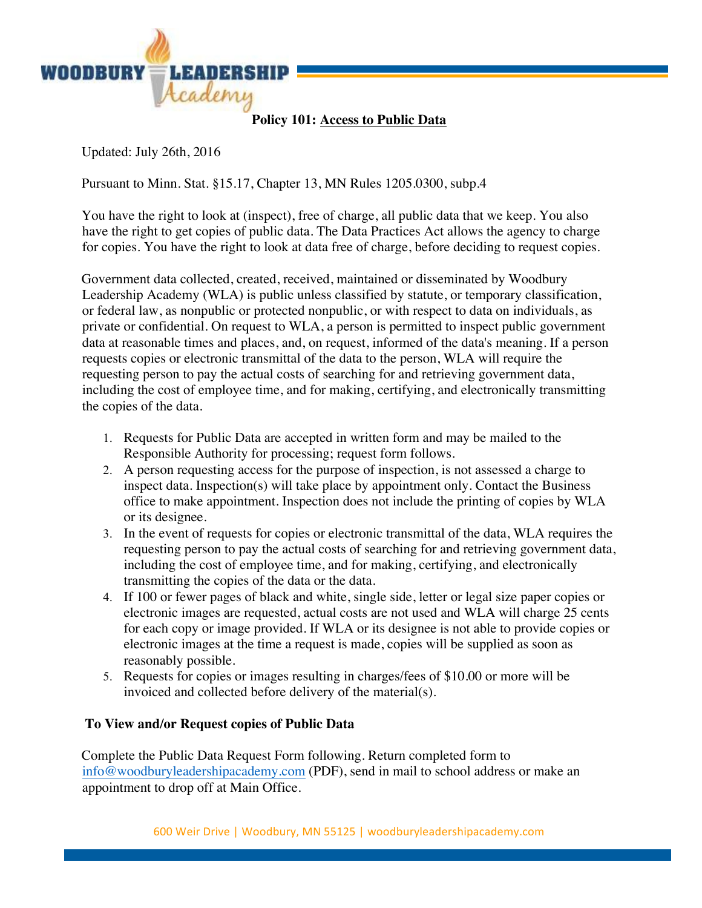# Policy 101: Access to Public Data

Updated: July 26th, 2016

Pursuant to Minn. Stat. §15.17, Chapter 13, MN Rules 1205.0300, subp.4

You have the right to look at (inspect), free of charge, all public data that we keep. You also have the right to get copies of public data. The Data Practices Act allows the agency to charge for copies. You have the right to look at data free of charge, before deciding to request copies.

Government data collected, created, received, maintained or disseminated by Woodbury Leadership Academy (WLA) is public unless classified by statute, or temporary classification, or federal law, as nonpublic or protected nonpublic, or with respect to data on individuals, as private or confidential. On request to WLA, a person is permitted to inspect public government data at reasonable times and places, and, on request, informed of the data's meaning. If a person requests copies or electronic transmittal of the data to the person, WLA will require the requesting person to pay the actual costs of searching for and retrieving government data, including the cost of employee time, and for making, certifying, and electronically transmitting the copies of the data.

1. Requests for Public Data are accepted in written form and may be mailed to the Responsible Authority for processing; request form follows.
2. A person requesting access for the purpose of inspection, is not assessed a charge to inspect data. Inspection(s) will take place by appointment only. Contact the Business office to make appointment. Inspection does not include the printing of copies by WLA or its designee.
3. In the event of requests for copies or electronic transmittal of the data, WLA requires the requesting person to pay the actual costs of searching for and retrieving government data, including the cost of employee time, and for making, certifying, and electronically transmitting the copies of the data or the data.
4. If 100 or fewer pages of black and white, single side, letter or legal size paper copies or electronic images are requested, actual costs are not used and WLA will charge 25 cents for each copy or image provided. If WLA or its designee is not able to provide copies or electronic images at the time a request is made, copies will be supplied as soon as reasonably possible.
5. Requests for copies or images resulting in charges/fees of $10.00 or more will be invoiced and collected before delivery of the material(s).

## To View and/or Request copies of Public Data

Complete the Public Data Request Form following. Return completed form to info@woodburyleadershipacademy.com (PDF), send in mail to school address or make an appointment to drop off at Main Office.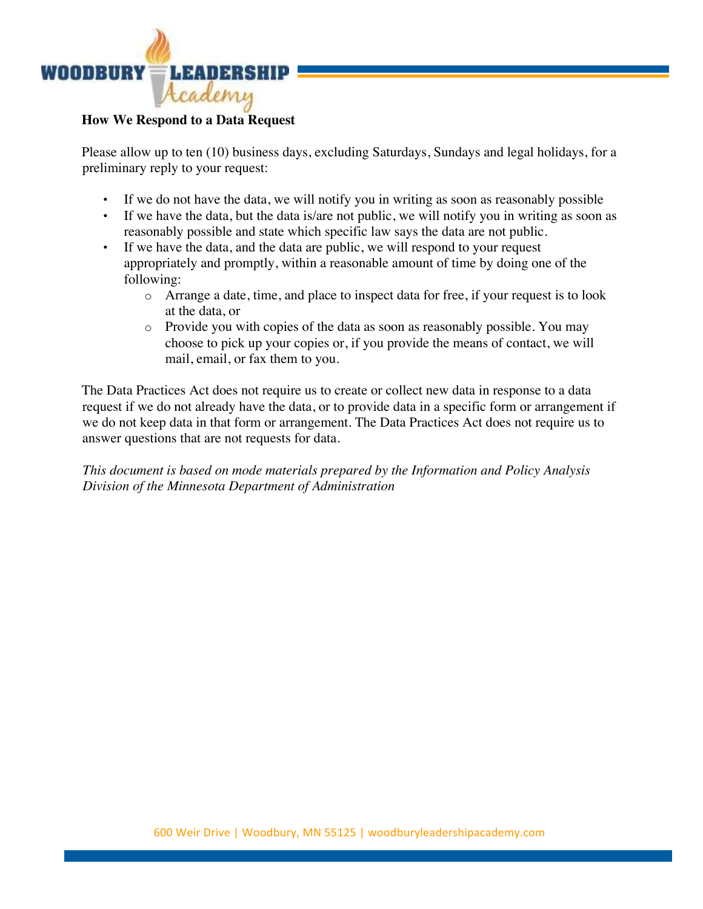**How We Respond to a Data Request**

Please allow up to ten (10) business days, excluding Saturdays, Sundays and legal holidays, for a preliminary reply to your request:

- If we do not have the data, we will notify you in writing as soon as reasonably possible
- If we have the data, but the data is/are not public, we will notify you in writing as soon as reasonably possible and state which specific law says the data are not public.
- If we have the data, and the data are public, we will respond to your request appropriately and promptly, within a reasonable amount of time by doing one of the following:
  - Arrange a date, time, and place to inspect data for free, if your request is to look at the data, or
  - Provide you with copies of the data as soon as reasonably possible. You may choose to pick up your copies or, if you provide the means of contact, we will mail, email, or fax them to you.

The Data Practices Act does not require us to create or collect new data in response to a data request if we do not already have the data, or to provide data in a specific form or arrangement if we do not keep data in that form or arrangement. The Data Practices Act does not require us to answer questions that are not requests for data.

*This document is based on mode materials prepared by the Information and Policy Analysis Division of the Minnesota Department of Administration*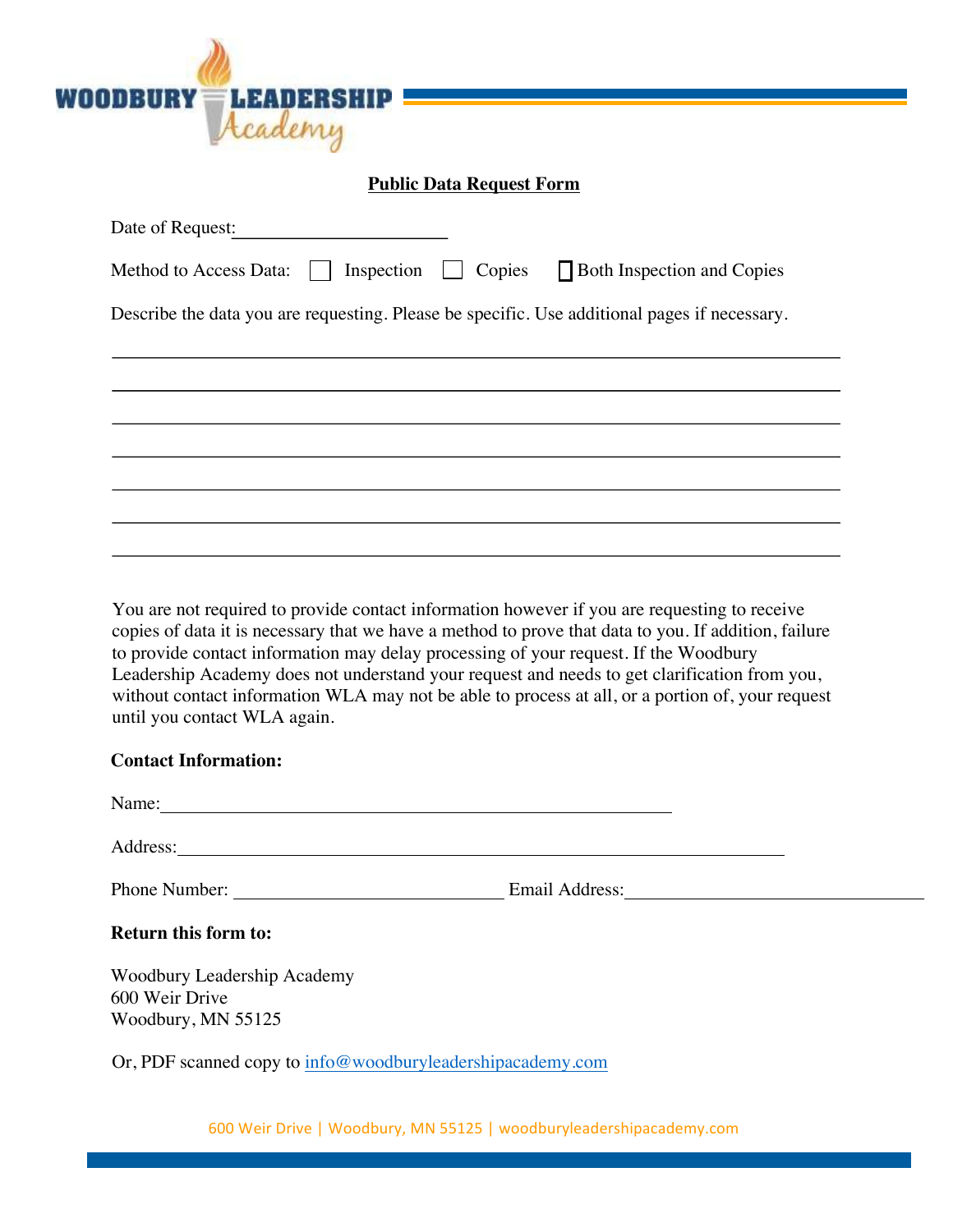WOODBURY LEADERSHIP Academy

**Public Data Request Form**

Date of Request:______________________

Method to Access Data: ☐ Inspection ☐ Copies ☐ Both Inspection and Copies

Describe the data you are requesting. Please be specific. Use additional pages if necessary.

_____________________________________________________________________________

_____________________________________________________________________________

_____________________________________________________________________________

_____________________________________________________________________________

_____________________________________________________________________________

_____________________________________________________________________________

_____________________________________________________________________________

You are not required to provide contact information however if you are requesting to receive copies of data it is necessary that we have a method to prove that data to you. If addition, failure to provide contact information may delay processing of your request. If the Woodbury Leadership Academy does not understand your request and needs to get clarification from you, without contact information WLA may not be able to process at all, or a portion of, your request until you contact WLA again.

**Contact Information:**

Name:_____________________________________________________

Address:__________________________________________________________

Phone Number: ____________________________ Email Address:______________________________

**Return this form to:**

Woodbury Leadership Academy
600 Weir Drive
Woodbury, MN 55125

Or, PDF scanned copy to info@woodburyleadershipacademy.com